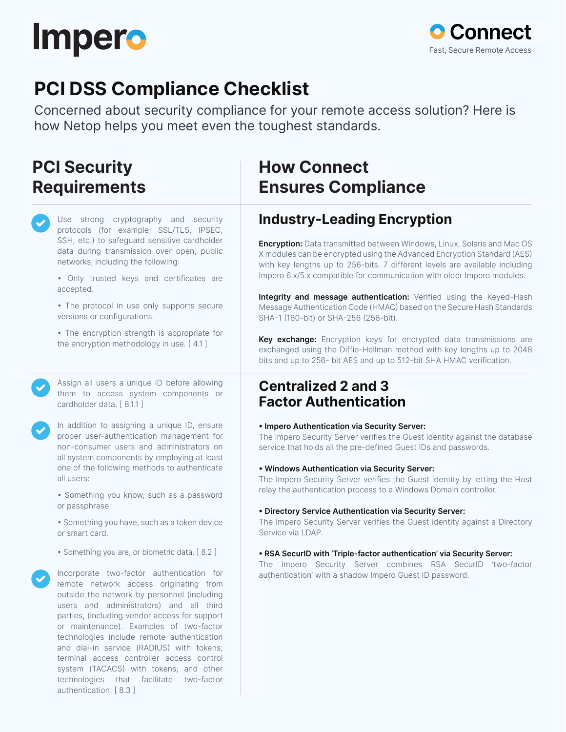Impero

Connect
Fast, Secure Remote Access

# PCI DSS Compliance Checklist

Concerned about security compliance for your remote access solution? Here is how Netop helps you meet even the toughest standards.

## PCI Security Requirements

- Use strong cryptography and security protocols (for example, SSL/TLS, IPSEC, SSH, etc.) to safeguard sensitive cardholder data during transmission over open, public networks, including the following:
  - Only trusted keys and certificates are accepted.
  - The protocol in use only supports secure versions or configurations.
  - The encryption strength is appropriate for the encryption methodology in use. [ 4.1 ]

- Assign all users a unique ID before allowing them to access system components or cardholder data. [ 8.1.1 ]

- In addition to assigning a unique ID, ensure proper user-authentication management for non-consumer users and administrators on all system components by employing at least one of the following methods to authenticate all users:
  - Something you know, such as a password or passphrase.
  - Something you have, such as a token device or smart card.
  - Something you are, or biometric data. [ 8.2 ]

- Incorporate two-factor authentication for remote network access originating from outside the network by personnel (including users and administrators) and all third parties, (including vendor access for support or maintenance). Examples of two-factor technologies include remote authentication and dial-in service (RADIUS) with tokens; terminal access controller access control system (TACACS) with tokens; and other technologies that facilitate two-factor authentication. [ 8.3 ]

## How Connect Ensures Compliance

### Industry-Leading Encryption

**Encryption:** Data transmitted between Windows, Linux, Solaris and Mac OS X modules can be encrypted using the Advanced Encryption Standard (AES) with key lengths up to 256-bits. 7 different levels are available including Impero 6.x/5.x compatible for communication with older Impero modules.

**Integrity and message authentication:** Verified using the Keyed-Hash Message Authentication Code (HMAC) based on the Secure Hash Standards SHA-1 (160-bit) or SHA-256 (256-bit).

**Key exchange:** Encryption keys for encrypted data transmissions are exchanged using the Diffie-Hellman method with key lengths up to 2048 bits and up to 256- bit AES and up to 512-bit SHA HMAC verification.

### Centralized 2 and 3 Factor Authentication

- **Impero Authentication via Security Server:**
  The Impero Security Server verifies the Guest identity against the database service that holds all the pre-defined Guest IDs and passwords.

- **Windows Authentication via Security Server:**
  The Impero Security Server verifies the Guest identity by letting the Host relay the authentication process to a Windows Domain controller.

- **Directory Service Authentication via Security Server:**
  The Impero Security Server verifies the Guest identity against a Directory Service via LDAP.

- **RSA SecurID with 'Triple-factor authentication' via Security Server:**
  The Impero Security Server combines RSA SecurID 'two-factor authentication' with a shadow Impero Guest ID password.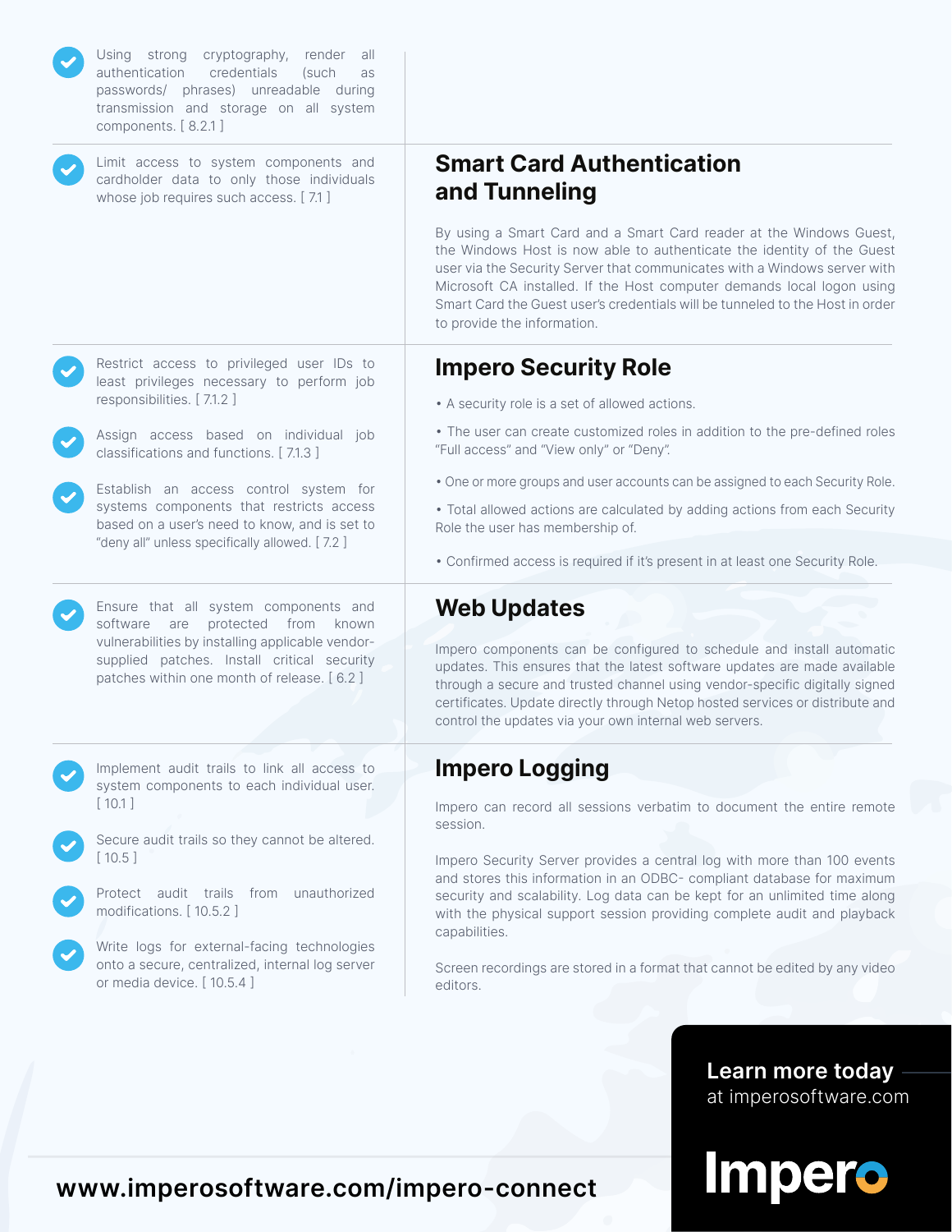- Using strong cryptography, render all authentication credentials (such as passwords/ phrases) unreadable during transmission and storage on all system components. [ 8.2.1 ]

- Limit access to system components and cardholder data to only those individuals whose job requires such access. [ 7.1 ]

## Smart Card Authentication and Tunneling

By using a Smart Card and a Smart Card reader at the Windows Guest, the Windows Host is now able to authenticate the identity of the Guest user via the Security Server that communicates with a Windows server with Microsoft CA installed. If the Host computer demands local logon using Smart Card the Guest user's credentials will be tunneled to the Host in order to provide the information.

- Restrict access to privileged user IDs to least privileges necessary to perform job responsibilities. [ 7.1.2 ]

- Assign access based on individual job classifications and functions. [ 7.1.3 ]

- Establish an access control system for systems components that restricts access based on a user's need to know, and is set to "deny all" unless specifically allowed. [ 7.2 ]

## Impero Security Role

- A security role is a set of allowed actions.
- The user can create customized roles in addition to the pre-defined roles "Full access" and "View only" or "Deny".
- One or more groups and user accounts can be assigned to each Security Role.
- Total allowed actions are calculated by adding actions from each Security Role the user has membership of.
- Confirmed access is required if it's present in at least one Security Role.

- Ensure that all system components and software are protected from known vulnerabilities by installing applicable vendor-supplied patches. Install critical security patches within one month of release. [ 6.2 ]

## Web Updates

Impero components can be configured to schedule and install automatic updates. This ensures that the latest software updates are made available through a secure and trusted channel using vendor-specific digitally signed certificates. Update directly through Netop hosted services or distribute and control the updates via your own internal web servers.

- Implement audit trails to link all access to system components to each individual user. [ 10.1 ]

- Secure audit trails so they cannot be altered. [ 10.5 ]

- Protect audit trails from unauthorized modifications. [ 10.5.2 ]

- Write logs for external-facing technologies onto a secure, centralized, internal log server or media device. [ 10.5.4 ]

## Impero Logging

Impero can record all sessions verbatim to document the entire remote session.

Impero Security Server provides a central log with more than 100 events and stores this information in an ODBC- compliant database for maximum security and scalability. Log data can be kept for an unlimited time along with the physical support session providing complete audit and playback capabilities.

Screen recordings are stored in a format that cannot be edited by any video editors.

**Learn more today**
at imperosoftware.com

Impero

**www.imperosoftware.com/impero-connect**